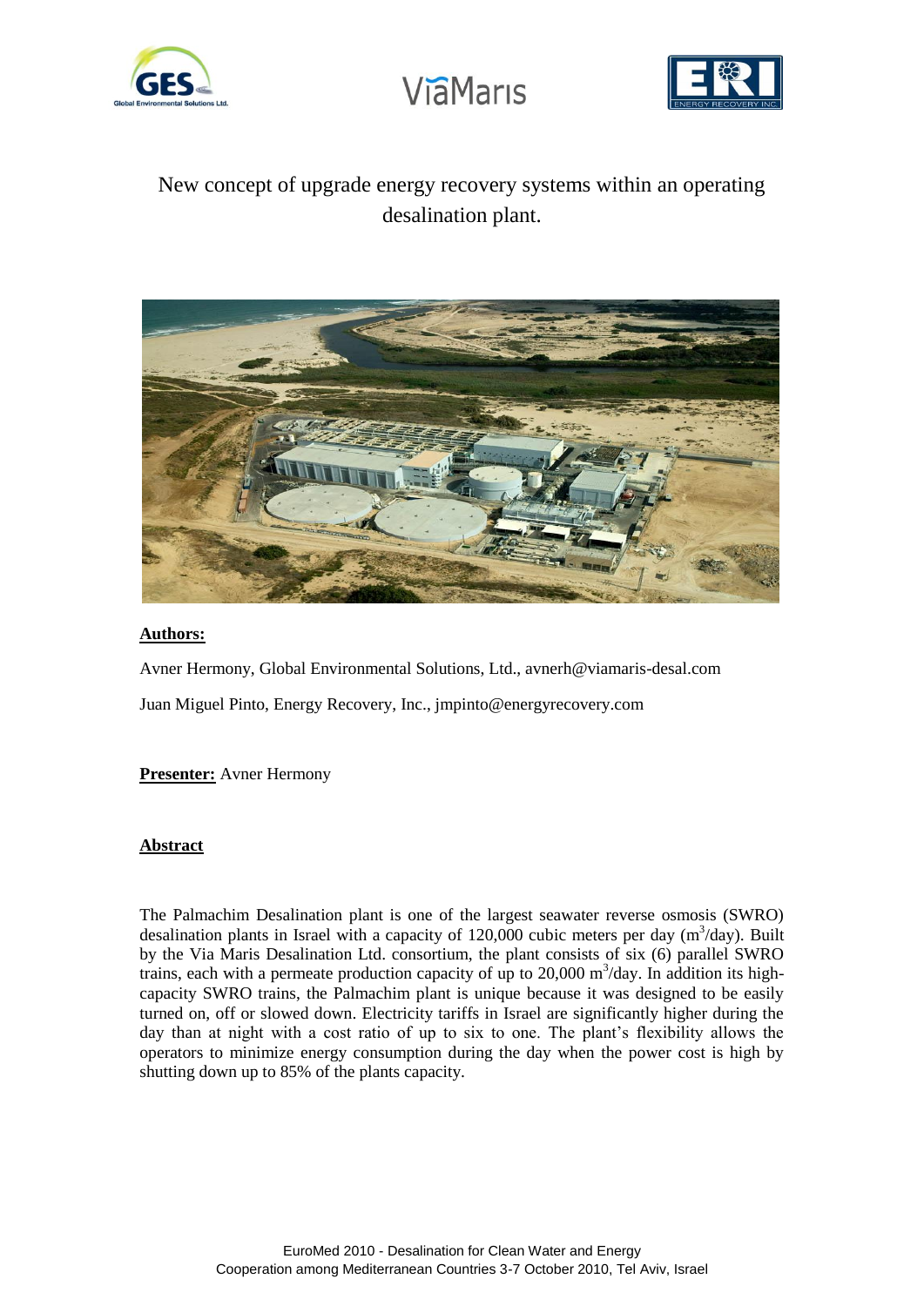# New concept of upgrade energy recovery systems within an operating desalination plant.

**Authors:**

Avner Hermony, Global Environmental Solutions, Ltd., avnerh@viamaris-desal.com

Juan Miguel Pinto, Energy Recovery, Inc., jmpinto@energyrecovery.com

**Presenter:** Avner Hermony

**Abstract**

The Palmachim Desalination plant is one of the largest seawater reverse osmosis (SWRO) desalination plants in Israel with a capacity of 120,000 cubic meters per day ($m^3$/day). Built by the Via Maris Desalination Ltd. consortium, the plant consists of six (6) parallel SWRO trains, each with a permeate production capacity of up to 20,000 $m^3$/day. In addition its high-capacity SWRO trains, the Palmachim plant is unique because it was designed to be easily turned on, off or slowed down. Electricity tariffs in Israel are significantly higher during the day than at night with a cost ratio of up to six to one. The plant's flexibility allows the operators to minimize energy consumption during the day when the power cost is high by shutting down up to 85% of the plants capacity.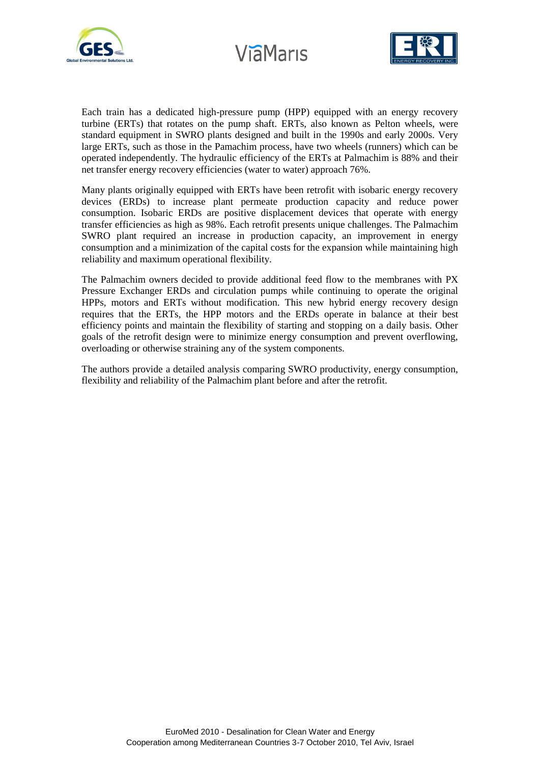Each train has a dedicated high-pressure pump (HPP) equipped with an energy recovery turbine (ERTs) that rotates on the pump shaft. ERTs, also known as Pelton wheels, were standard equipment in SWRO plants designed and built in the 1990s and early 2000s. Very large ERTs, such as those in the Pamachim process, have two wheels (runners) which can be operated independently. The hydraulic efficiency of the ERTs at Palmachim is 88% and their net transfer energy recovery efficiencies (water to water) approach 76%.

Many plants originally equipped with ERTs have been retrofit with isobaric energy recovery devices (ERDs) to increase plant permeate production capacity and reduce power consumption. Isobaric ERDs are positive displacement devices that operate with energy transfer efficiencies as high as 98%. Each retrofit presents unique challenges. The Palmachim SWRO plant required an increase in production capacity, an improvement in energy consumption and a minimization of the capital costs for the expansion while maintaining high reliability and maximum operational flexibility.

The Palmachim owners decided to provide additional feed flow to the membranes with PX Pressure Exchanger ERDs and circulation pumps while continuing to operate the original HPPs, motors and ERTs without modification. This new hybrid energy recovery design requires that the ERTs, the HPP motors and the ERDs operate in balance at their best efficiency points and maintain the flexibility of starting and stopping on a daily basis. Other goals of the retrofit design were to minimize energy consumption and prevent overflowing, overloading or otherwise straining any of the system components.

The authors provide a detailed analysis comparing SWRO productivity, energy consumption, flexibility and reliability of the Palmachim plant before and after the retrofit.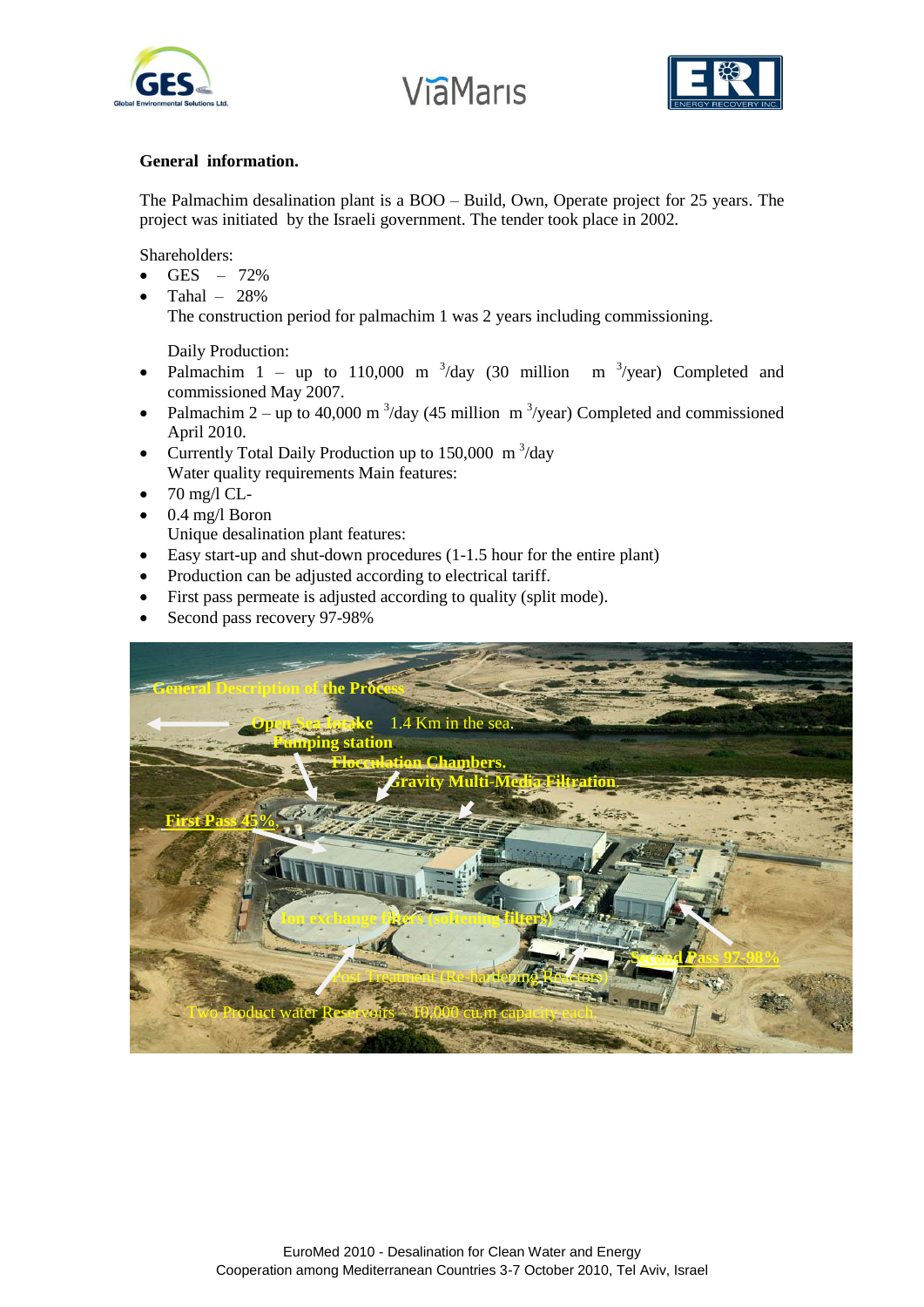**General information.**

The Palmachim desalination plant is a BOO – Build, Own, Operate project for 25 years. The project was initiated by the Israeli government. The tender took place in 2002.

Shareholders:

- GES – 72%
- Tahal – 28%

The construction period for palmachim 1 was 2 years including commissioning.

Daily Production:

- Palmachim 1 – up to 110,000 $m^3$/day (30 million $m^3$/year) Completed and commissioned May 2007.
- Palmachim 2 – up to 40,000 $m^3$/day (45 million $m^3$/year) Completed and commissioned April 2010.
- Currently Total Daily Production up to 150,000 $m^3$/day

Water quality requirements Main features:

- 70 mg/l CL-
- 0.4 mg/l Boron

Unique desalination plant features:

- Easy start-up and shut-down procedures (1-1.5 hour for the entire plant)
- Production can be adjusted according to electrical tariff.
- First pass permeate is adjusted according to quality (split mode).
- Second pass recovery 97-98%

General Description of the Process

Open Sea Intake 1.4 Km in the sea.

Pumping station

Flocculation Chambers.

Gravity Multi-Media Filtration.

First Pass 45%.

Ion exchange filters (softening filters)

Second Pass 97-98%

Post Treatment (Re-hardening Reactors)

Two Product water Reservoirs – 10,000 cu.m capacity each.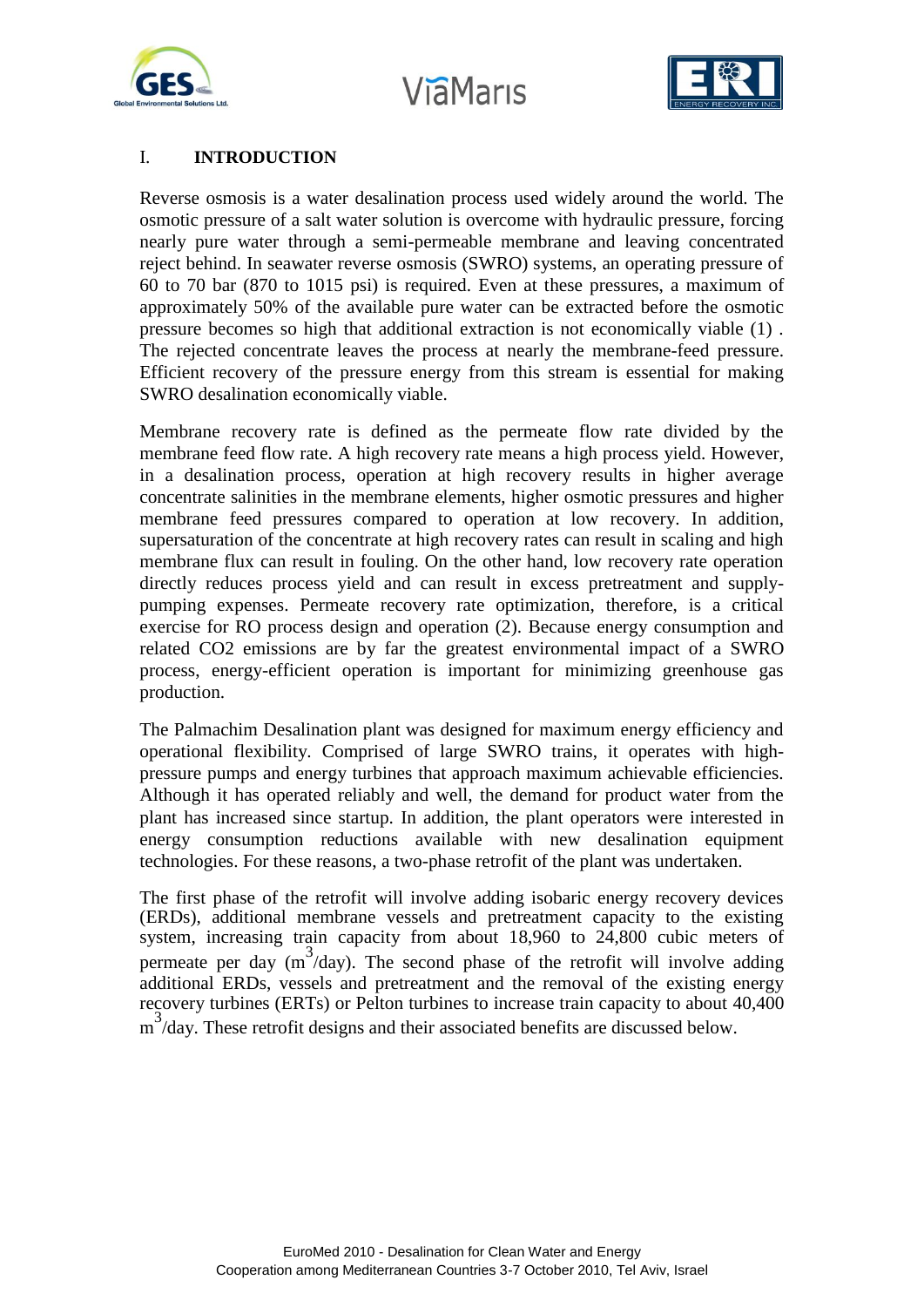## I. INTRODUCTION

Reverse osmosis is a water desalination process used widely around the world. The osmotic pressure of a salt water solution is overcome with hydraulic pressure, forcing nearly pure water through a semi-permeable membrane and leaving concentrated reject behind. In seawater reverse osmosis (SWRO) systems, an operating pressure of 60 to 70 bar (870 to 1015 psi) is required. Even at these pressures, a maximum of approximately 50% of the available pure water can be extracted before the osmotic pressure becomes so high that additional extraction is not economically viable (1) . The rejected concentrate leaves the process at nearly the membrane-feed pressure. Efficient recovery of the pressure energy from this stream is essential for making SWRO desalination economically viable.

Membrane recovery rate is defined as the permeate flow rate divided by the membrane feed flow rate. A high recovery rate means a high process yield. However, in a desalination process, operation at high recovery results in higher average concentrate salinities in the membrane elements, higher osmotic pressures and higher membrane feed pressures compared to operation at low recovery. In addition, supersaturation of the concentrate at high recovery rates can result in scaling and high membrane flux can result in fouling. On the other hand, low recovery rate operation directly reduces process yield and can result in excess pretreatment and supply-pumping expenses. Permeate recovery rate optimization, therefore, is a critical exercise for RO process design and operation (2). Because energy consumption and related $CO_2$ emissions are by far the greatest environmental impact of a SWRO process, energy-efficient operation is important for minimizing greenhouse gas production.

The Palmachim Desalination plant was designed for maximum energy efficiency and operational flexibility. Comprised of large SWRO trains, it operates with high-pressure pumps and energy turbines that approach maximum achievable efficiencies. Although it has operated reliably and well, the demand for product water from the plant has increased since startup. In addition, the plant operators were interested in energy consumption reductions available with new desalination equipment technologies. For these reasons, a two-phase retrofit of the plant was undertaken.

The first phase of the retrofit will involve adding isobaric energy recovery devices (ERDs), additional membrane vessels and pretreatment capacity to the existing system, increasing train capacity from about 18,960 to 24,800 cubic meters of permeate per day ($m^3$/day). The second phase of the retrofit will involve adding additional ERDs, vessels and pretreatment and the removal of the existing energy recovery turbines (ERTs) or Pelton turbines to increase train capacity to about 40,400 $m^3$/day. These retrofit designs and their associated benefits are discussed below.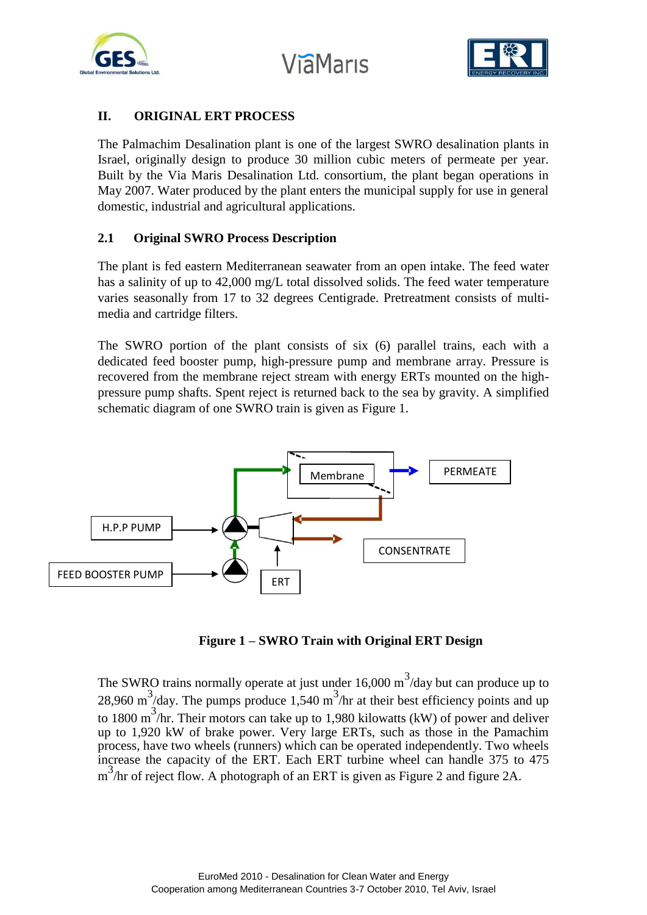## II. ORIGINAL ERT PROCESS

The Palmachim Desalination plant is one of the largest SWRO desalination plants in Israel, originally design to produce 30 million cubic meters of permeate per year. Built by the Via Maris Desalination Ltd. consortium, the plant began operations in May 2007. Water produced by the plant enters the municipal supply for use in general domestic, industrial and agricultural applications.

### 2.1 Original SWRO Process Description

The plant is fed eastern Mediterranean seawater from an open intake. The feed water has a salinity of up to 42,000 mg/L total dissolved solids. The feed water temperature varies seasonally from 17 to 32 degrees Centigrade. Pretreatment consists of multi-media and cartridge filters.

The SWRO portion of the plant consists of six (6) parallel trains, each with a dedicated feed booster pump, high-pressure pump and membrane array. Pressure is recovered from the membrane reject stream with energy ERTs mounted on the high-pressure pump shafts. Spent reject is returned back to the sea by gravity. A simplified schematic diagram of one SWRO train is given as Figure 1.

Membrane

PERMEATE

H.P.P PUMP

CONSENTRATE

FEED BOOSTER PUMP

ERT

**Figure 1 – SWRO Train with Original ERT Design**

The SWRO trains normally operate at just under 16,000 $m^3$/day but can produce up to 28,960 $m^3$/day. The pumps produce 1,540 $m^3$/hr at their best efficiency points and up to 1800 $m^3$/hr. Their motors can take up to 1,980 kilowatts (kW) of power and deliver up to 1,920 kW of brake power. Very large ERTs, such as those in the Pamachim process, have two wheels (runners) which can be operated independently. Two wheels increase the capacity of the ERT. Each ERT turbine wheel can handle 375 to 475 $m^3$/hr of reject flow. A photograph of an ERT is given as Figure 2 and figure 2A.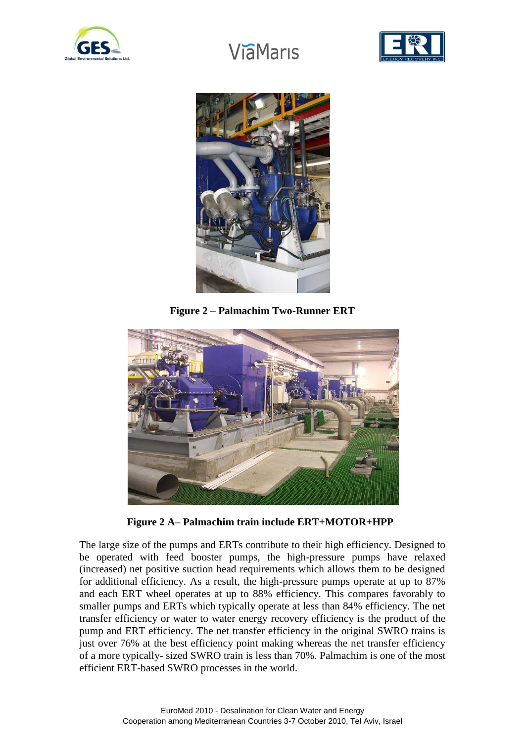**Figure 2 – Palmachim Two-Runner ERT**

**Figure 2 A– Palmachim train include ERT+MOTOR+HPP**

The large size of the pumps and ERTs contribute to their high efficiency. Designed to be operated with feed booster pumps, the high-pressure pumps have relaxed (increased) net positive suction head requirements which allows them to be designed for additional efficiency. As a result, the high-pressure pumps operate at up to 87% and each ERT wheel operates at up to 88% efficiency. This compares favorably to smaller pumps and ERTs which typically operate at less than 84% efficiency. The net transfer efficiency or water to water energy recovery efficiency is the product of the pump and ERT efficiency. The net transfer efficiency in the original SWRO trains is just over 76% at the best efficiency point making whereas the net transfer efficiency of a more typically- sized SWRO train is less than 70%. Palmachim is one of the most efficient ERT-based SWRO processes in the world.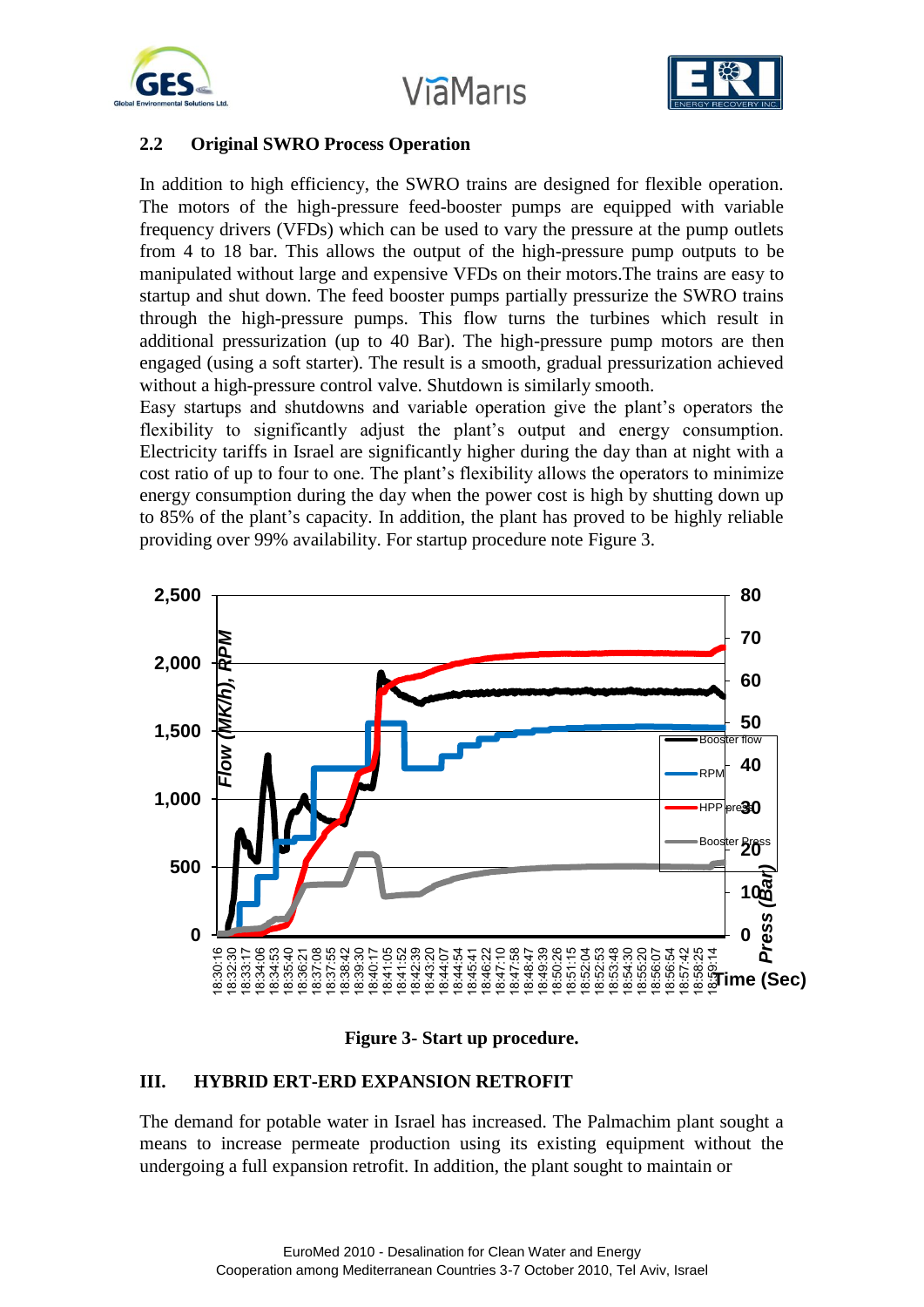## 2.2 Original SWRO Process Operation

In addition to high efficiency, the SWRO trains are designed for flexible operation. The motors of the high-pressure feed-booster pumps are equipped with variable frequency drivers (VFDs) which can be used to vary the pressure at the pump outlets from 4 to 18 bar. This allows the output of the high-pressure pump outputs to be manipulated without large and expensive VFDs on their motors.The trains are easy to startup and shut down. The feed booster pumps partially pressurize the SWRO trains through the high-pressure pumps. This flow turns the turbines which result in additional pressurization (up to 40 Bar). The high-pressure pump motors are then engaged (using a soft starter). The result is a smooth, gradual pressurization achieved without a high-pressure control valve. Shutdown is similarly smooth.
Easy startups and shutdowns and variable operation give the plant's operators the flexibility to significantly adjust the plant's output and energy consumption. Electricity tariffs in Israel are significantly higher during the day than at night with a cost ratio of up to four to one. The plant's flexibility allows the operators to minimize energy consumption during the day when the power cost is high by shutting down up to 85% of the plant's capacity. In addition, the plant has proved to be highly reliable providing over 99% availability. For startup procedure note Figure 3.

**Figure 3- Start up procedure.**

# III. HYBRID ERT-ERD EXPANSION RETROFIT

The demand for potable water in Israel has increased. The Palmachim plant sought a means to increase permeate production using its existing equipment without the undergoing a full expansion retrofit. In addition, the plant sought to maintain or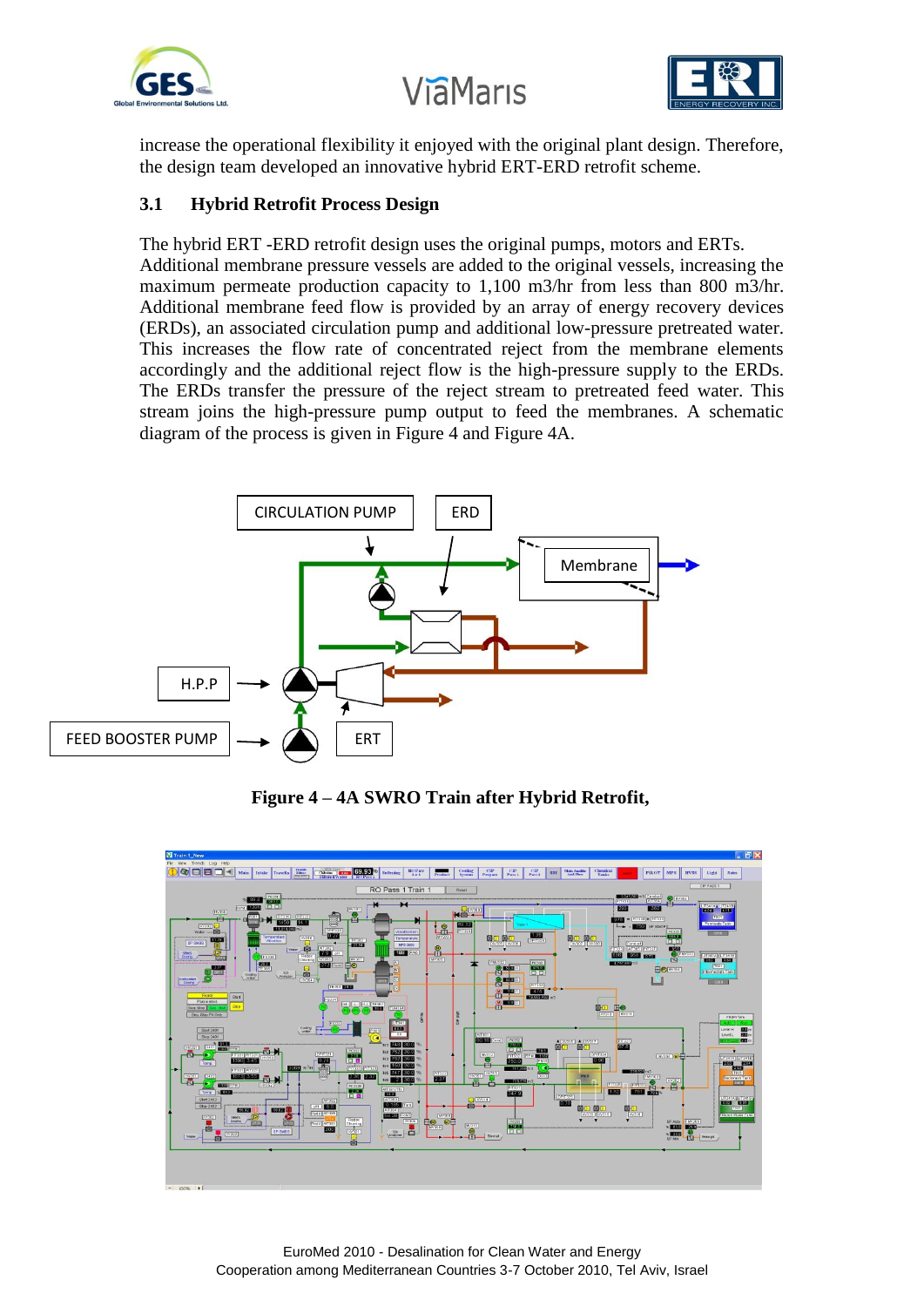increase the operational flexibility it enjoyed with the original plant design. Therefore, the design team developed an innovative hybrid ERT-ERD retrofit scheme.

### 3.1 Hybrid Retrofit Process Design

The hybrid ERT -ERD retrofit design uses the original pumps, motors and ERTs. Additional membrane pressure vessels are added to the original vessels, increasing the maximum permeate production capacity to 1,100 m3/hr from less than 800 m3/hr. Additional membrane feed flow is provided by an array of energy recovery devices (ERDs), an associated circulation pump and additional low-pressure pretreated water. This increases the flow rate of concentrated reject from the membrane elements accordingly and the additional reject flow is the high-pressure supply to the ERDs. The ERDs transfer the pressure of the reject stream to pretreated feed water. This stream joins the high-pressure pump output to feed the membranes. A schematic diagram of the process is given in Figure 4 and Figure 4A.

CIRCULATION PUMP

ERD

Membrane

H.P.P

FEED BOOSTER PUMP

ERT

**Figure 4 – 4A SWRO Train after Hybrid Retrofit,**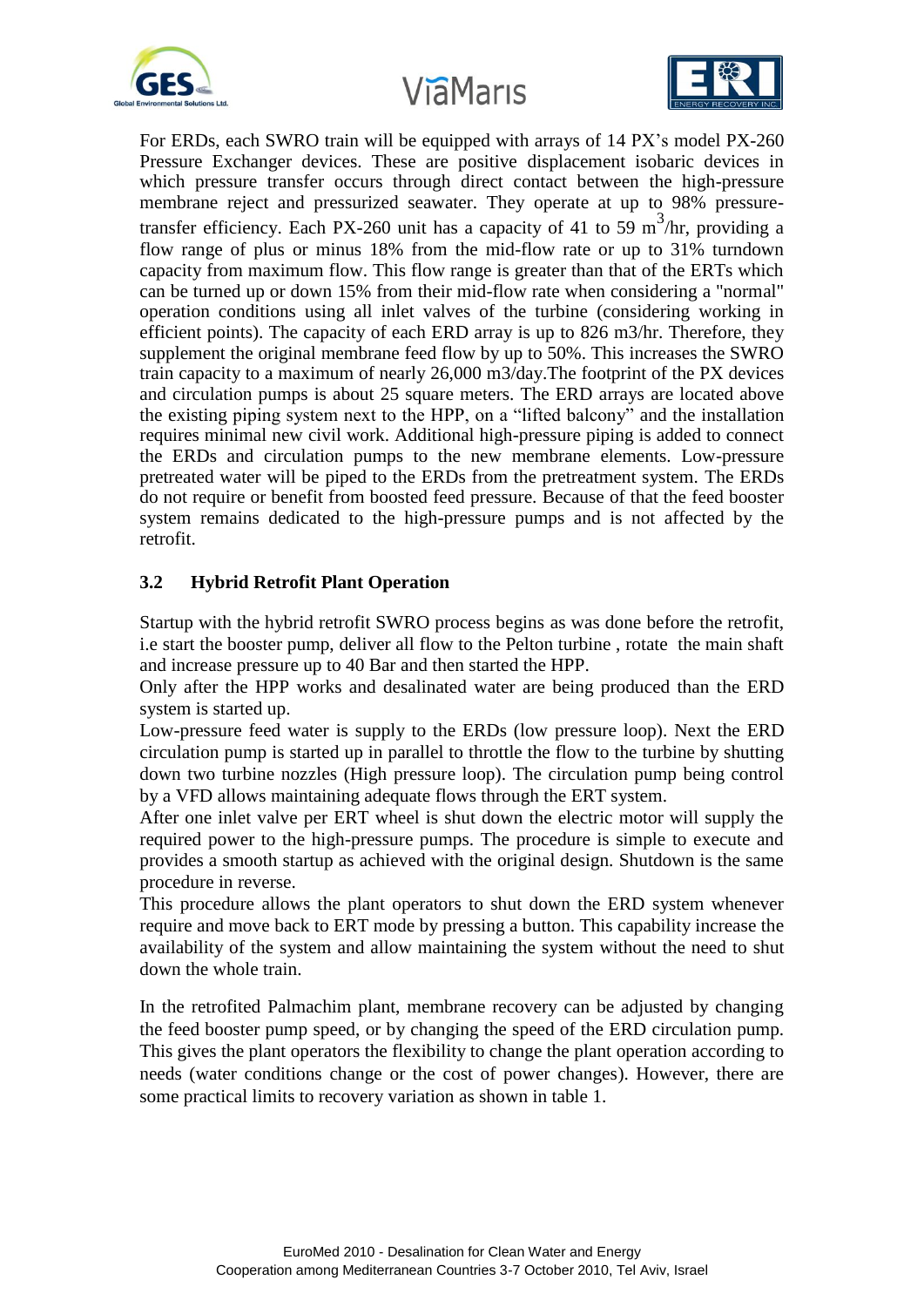For ERDs, each SWRO train will be equipped with arrays of 14 PX's model PX-260 Pressure Exchanger devices. These are positive displacement isobaric devices in which pressure transfer occurs through direct contact between the high-pressure membrane reject and pressurized seawater. They operate at up to 98% pressure-transfer efficiency. Each PX-260 unit has a capacity of 41 to 59 $m^3$/hr, providing a flow range of plus or minus 18% from the mid-flow rate or up to 31% turndown capacity from maximum flow. This flow range is greater than that of the ERTs which can be turned up or down 15% from their mid-flow rate when considering a "normal" operation conditions using all inlet valves of the turbine (considering working in efficient points). The capacity of each ERD array is up to 826 m3/hr. Therefore, they supplement the original membrane feed flow by up to 50%. This increases the SWRO train capacity to a maximum of nearly 26,000 m3/day.The footprint of the PX devices and circulation pumps is about 25 square meters. The ERD arrays are located above the existing piping system next to the HPP, on a "lifted balcony" and the installation requires minimal new civil work. Additional high-pressure piping is added to connect the ERDs and circulation pumps to the new membrane elements. Low-pressure pretreated water will be piped to the ERDs from the pretreatment system. The ERDs do not require or benefit from boosted feed pressure. Because of that the feed booster system remains dedicated to the high-pressure pumps and is not affected by the retrofit.

### 3.2 Hybrid Retrofit Plant Operation

Startup with the hybrid retrofit SWRO process begins as was done before the retrofit, i.e start the booster pump, deliver all flow to the Pelton turbine , rotate the main shaft and increase pressure up to 40 Bar and then started the HPP.

Only after the HPP works and desalinated water are being produced than the ERD system is started up.

Low-pressure feed water is supply to the ERDs (low pressure loop). Next the ERD circulation pump is started up in parallel to throttle the flow to the turbine by shutting down two turbine nozzles (High pressure loop). The circulation pump being control by a VFD allows maintaining adequate flows through the ERT system.

After one inlet valve per ERT wheel is shut down the electric motor will supply the required power to the high-pressure pumps. The procedure is simple to execute and provides a smooth startup as achieved with the original design. Shutdown is the same procedure in reverse.

This procedure allows the plant operators to shut down the ERD system whenever require and move back to ERT mode by pressing a button. This capability increase the availability of the system and allow maintaining the system without the need to shut down the whole train.

In the retrofited Palmachim plant, membrane recovery can be adjusted by changing the feed booster pump speed, or by changing the speed of the ERD circulation pump. This gives the plant operators the flexibility to change the plant operation according to needs (water conditions change or the cost of power changes). However, there are some practical limits to recovery variation as shown in table 1.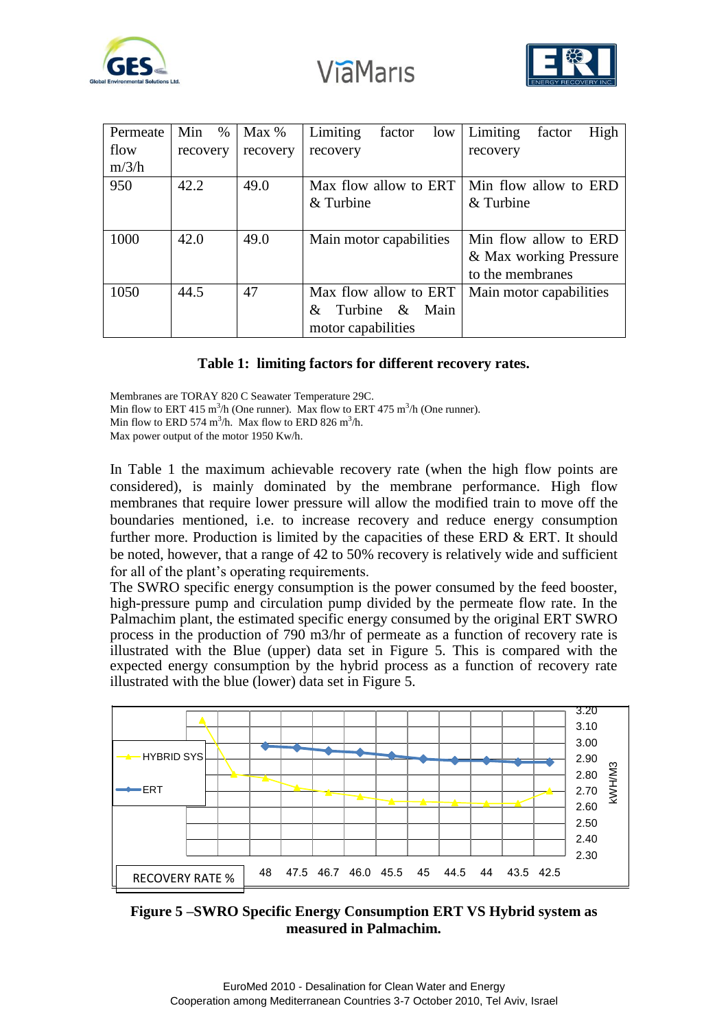| Permeate flow m/3/h | Min % recovery | Max % recovery | Limiting factor low recovery | Limiting factor High recovery |
|---|---|---|---|---|
| 950 | 42.2 | 49.0 | Max flow allow to ERT & Turbine | Min flow allow to ERD & Turbine |
| 1000 | 42.0 | 49.0 | Main motor capabilities | Min flow allow to ERD & Max working Pressure to the membranes |
| 1050 | 44.5 | 47 | Max flow allow to ERT & Turbine & Main motor capabilities | Main motor capabilities |

**Table 1: limiting factors for different recovery rates.**

Membranes are TORAY 820 C Seawater Temperature 29C.
Min flow to ERT 415 $m^3$/h (One runner). Max flow to ERT 475 $m^3$/h (One runner).
Min flow to ERD 574 $m^3$/h. Max flow to ERD 826 $m^3$/h.
Max power output of the motor 1950 Kw/h.

In Table 1 the maximum achievable recovery rate (when the high flow points are considered), is mainly dominated by the membrane performance. High flow membranes that require lower pressure will allow the modified train to move off the boundaries mentioned, i.e. to increase recovery and reduce energy consumption further more. Production is limited by the capacities of these ERD & ERT. It should be noted, however, that a range of 42 to 50% recovery is relatively wide and sufficient for all of the plant's operating requirements.
The SWRO specific energy consumption is the power consumed by the feed booster, high-pressure pump and circulation pump divided by the permeate flow rate. In the Palmachim plant, the estimated specific energy consumed by the original ERT SWRO process in the production of 790 m3/hr of permeate as a function of recovery rate is illustrated with the Blue (upper) data set in Figure 5. This is compared with the expected energy consumption by the hybrid process as a function of recovery rate illustrated with the blue (lower) data set in Figure 5.

**Figure 5 –SWRO Specific Energy Consumption ERT VS Hybrid system as measured in Palmachim.**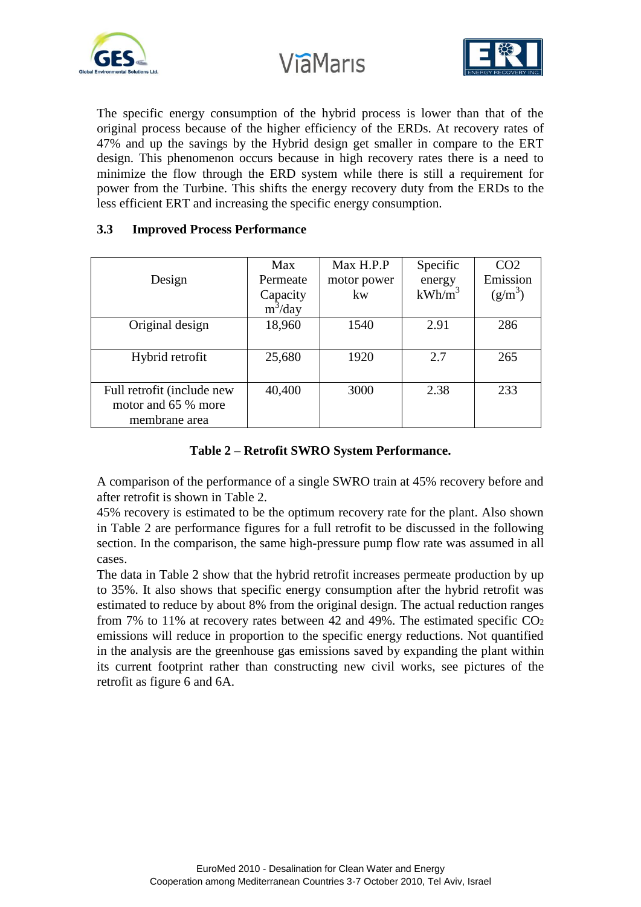The specific energy consumption of the hybrid process is lower than that of the original process because of the higher efficiency of the ERDs. At recovery rates of 47% and up the savings by the Hybrid design get smaller in compare to the ERT design. This phenomenon occurs because in high recovery rates there is a need to minimize the flow through the ERD system while there is still a requirement for power from the Turbine. This shifts the energy recovery duty from the ERDs to the less efficient ERT and increasing the specific energy consumption.

### 3.3 Improved Process Performance

| Design | Max Permeate Capacity $m^3$/day | Max H.P.P motor power kw | Specific energy kWh/$m^3$ | CO2 Emission (g/$m^3$) |
|---|---|---|---|---|
| Original design | 18,960 | 1540 | 2.91 | 286 |
| Hybrid retrofit | 25,680 | 1920 | 2.7 | 265 |
| Full retrofit (include new motor and 65 % more membrane area | 40,400 | 3000 | 2.38 | 233 |

**Table 2 – Retrofit SWRO System Performance.**

A comparison of the performance of a single SWRO train at 45% recovery before and after retrofit is shown in Table 2.
45% recovery is estimated to be the optimum recovery rate for the plant. Also shown in Table 2 are performance figures for a full retrofit to be discussed in the following section. In the comparison, the same high-pressure pump flow rate was assumed in all cases.
The data in Table 2 show that the hybrid retrofit increases permeate production by up to 35%. It also shows that specific energy consumption after the hybrid retrofit was estimated to reduce by about 8% from the original design. The actual reduction ranges from 7% to 11% at recovery rates between 42 and 49%. The estimated specific $CO_2$ emissions will reduce in proportion to the specific energy reductions. Not quantified in the analysis are the greenhouse gas emissions saved by expanding the plant within its current footprint rather than constructing new civil works, see pictures of the retrofit as figure 6 and 6A.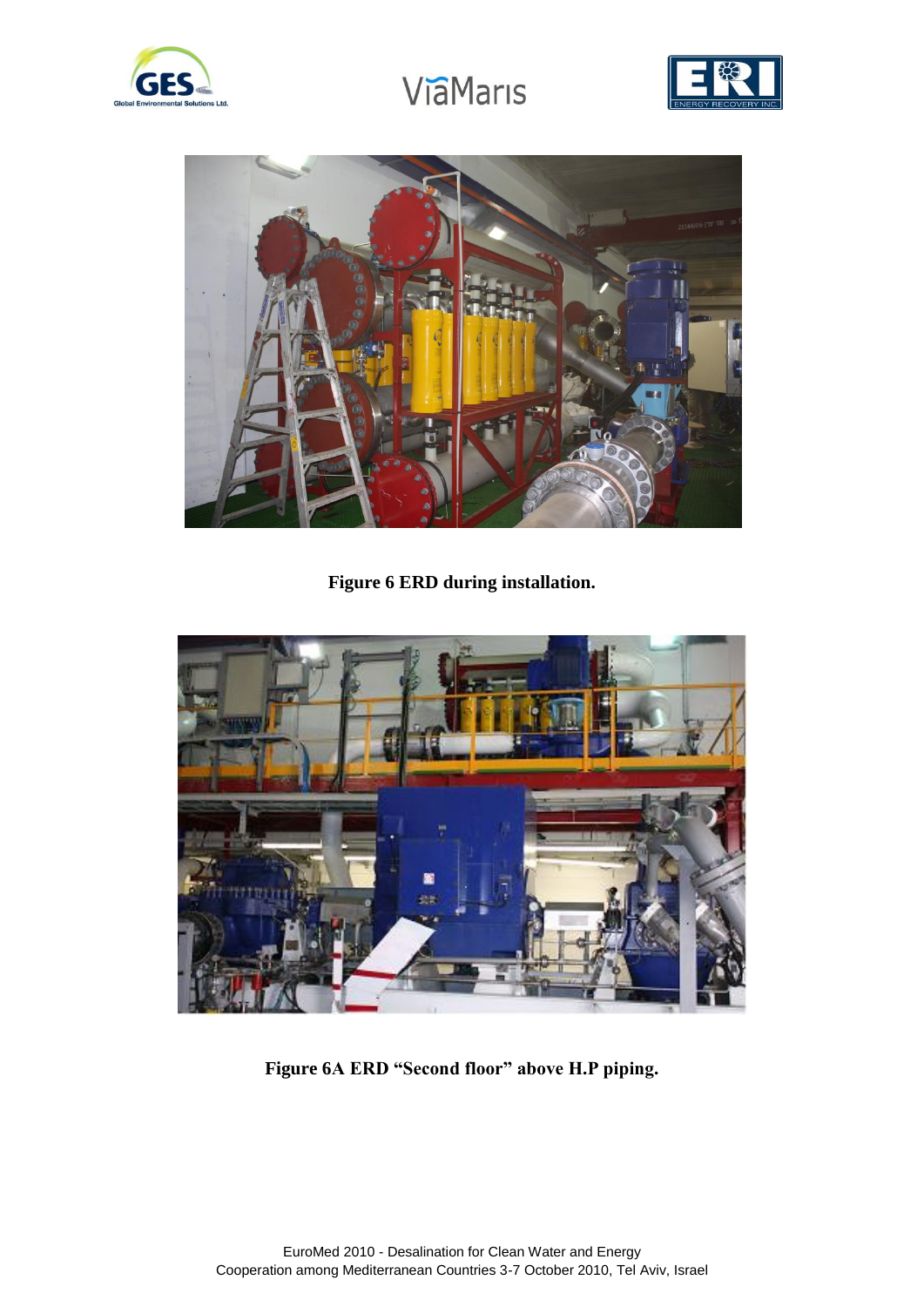**Figure 6 ERD during installation.**

**Figure 6A ERD “Second floor” above H.P piping.**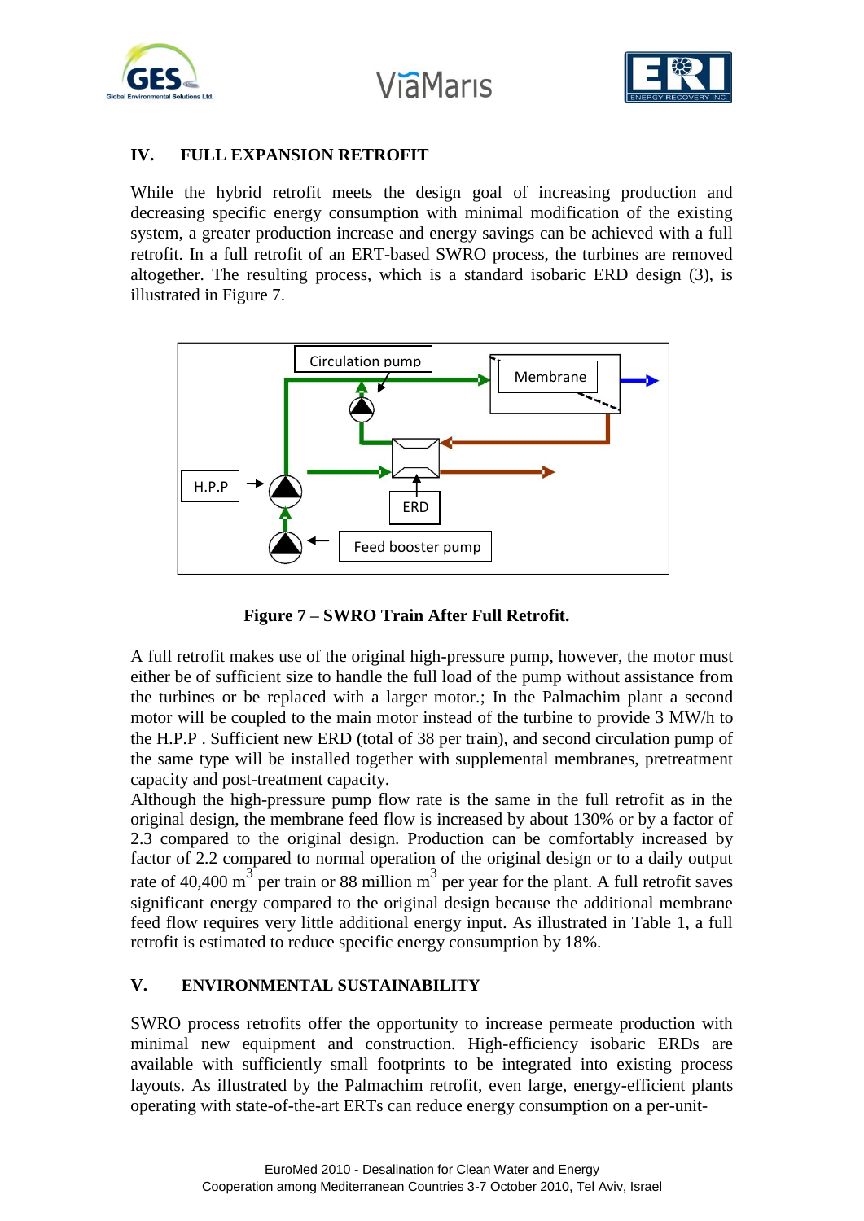## IV. FULL EXPANSION RETROFIT

While the hybrid retrofit meets the design goal of increasing production and decreasing specific energy consumption with minimal modification of the existing system, a greater production increase and energy savings can be achieved with a full retrofit. In a full retrofit of an ERT-based SWRO process, the turbines are removed altogether. The resulting process, which is a standard isobaric ERD design (3), is illustrated in Figure 7.

**Figure 7 – SWRO Train After Full Retrofit.**

A full retrofit makes use of the original high-pressure pump, however, the motor must either be of sufficient size to handle the full load of the pump without assistance from the turbines or be replaced with a larger motor.; In the Palmachim plant a second motor will be coupled to the main motor instead of the turbine to provide 3 MW/h to the H.P.P . Sufficient new ERD (total of 38 per train), and second circulation pump of the same type will be installed together with supplemental membranes, pretreatment capacity and post-treatment capacity.

Although the high-pressure pump flow rate is the same in the full retrofit as in the original design, the membrane feed flow is increased by about 130% or by a factor of 2.3 compared to the original design. Production can be comfortably increased by factor of 2.2 compared to normal operation of the original design or to a daily output rate of 40,400 $m^3$ per train or 88 million $m^3$ per year for the plant. A full retrofit saves significant energy compared to the original design because the additional membrane feed flow requires very little additional energy input. As illustrated in Table 1, a full retrofit is estimated to reduce specific energy consumption by 18%.

## V. ENVIRONMENTAL SUSTAINABILITY

SWRO process retrofits offer the opportunity to increase permeate production with minimal new equipment and construction. High-efficiency isobaric ERDs are available with sufficiently small footprints to be integrated into existing process layouts. As illustrated by the Palmachim retrofit, even large, energy-efficient plants operating with state-of-the-art ERTs can reduce energy consumption on a per-unit-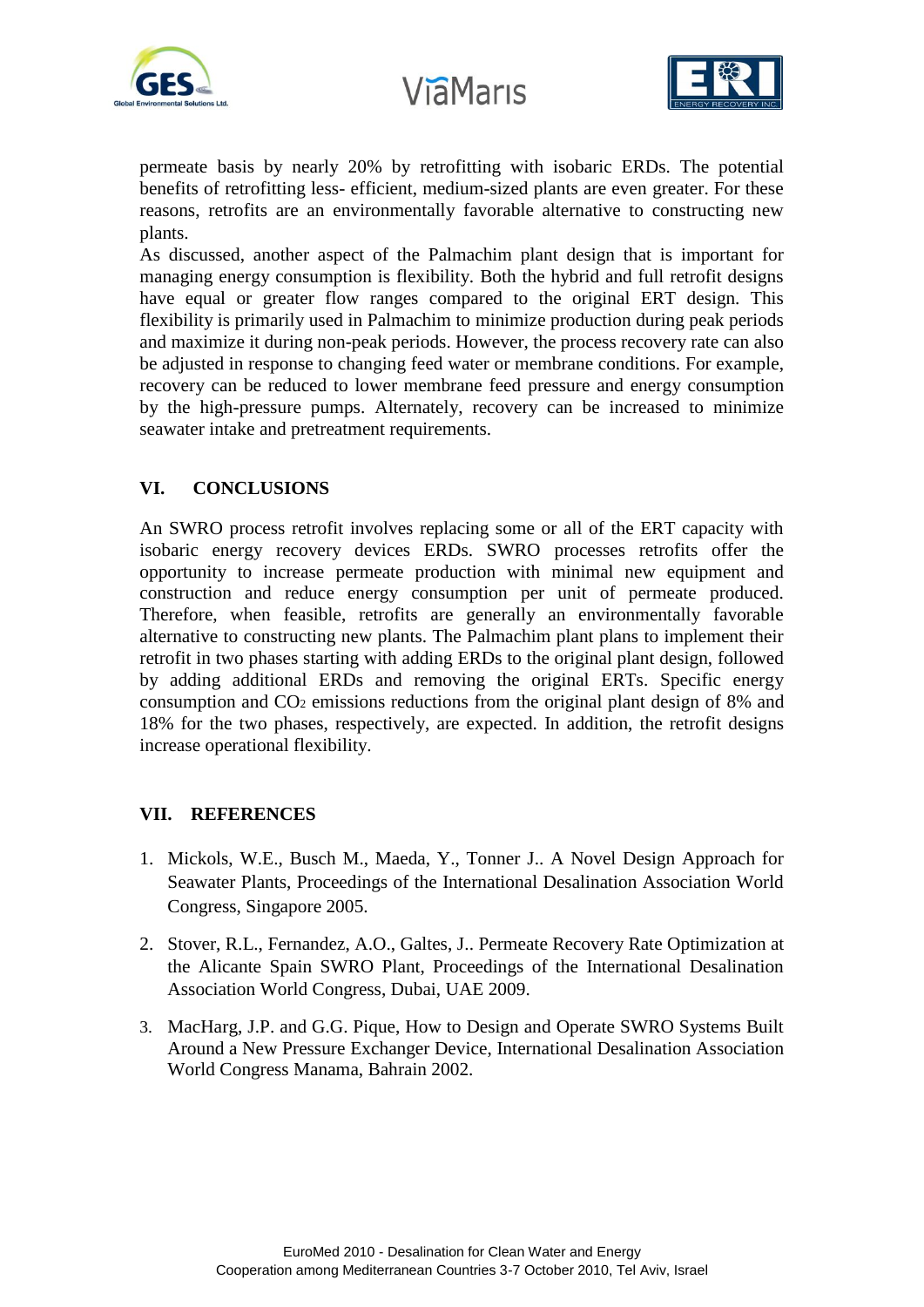permeate basis by nearly 20% by retrofitting with isobaric ERDs. The potential benefits of retrofitting less- efficient, medium-sized plants are even greater. For these reasons, retrofits are an environmentally favorable alternative to constructing new plants.

As discussed, another aspect of the Palmachim plant design that is important for managing energy consumption is flexibility. Both the hybrid and full retrofit designs have equal or greater flow ranges compared to the original ERT design. This flexibility is primarily used in Palmachim to minimize production during peak periods and maximize it during non-peak periods. However, the process recovery rate can also be adjusted in response to changing feed water or membrane conditions. For example, recovery can be reduced to lower membrane feed pressure and energy consumption by the high-pressure pumps. Alternately, recovery can be increased to minimize seawater intake and pretreatment requirements.

## VI. CONCLUSIONS

An SWRO process retrofit involves replacing some or all of the ERT capacity with isobaric energy recovery devices ERDs. SWRO processes retrofits offer the opportunity to increase permeate production with minimal new equipment and construction and reduce energy consumption per unit of permeate produced. Therefore, when feasible, retrofits are generally an environmentally favorable alternative to constructing new plants. The Palmachim plant plans to implement their retrofit in two phases starting with adding ERDs to the original plant design, followed by adding additional ERDs and removing the original ERTs. Specific energy consumption and $CO_2$ emissions reductions from the original plant design of 8% and 18% for the two phases, respectively, are expected. In addition, the retrofit designs increase operational flexibility.

## VII. REFERENCES

1. Mickols, W.E., Busch M., Maeda, Y., Tonner J.. A Novel Design Approach for Seawater Plants, Proceedings of the International Desalination Association World Congress, Singapore 2005.
2. Stover, R.L., Fernandez, A.O., Galtes, J.. Permeate Recovery Rate Optimization at the Alicante Spain SWRO Plant, Proceedings of the International Desalination Association World Congress, Dubai, UAE 2009.
3. MacHarg, J.P. and G.G. Pique, How to Design and Operate SWRO Systems Built Around a New Pressure Exchanger Device, International Desalination Association World Congress Manama, Bahrain 2002.